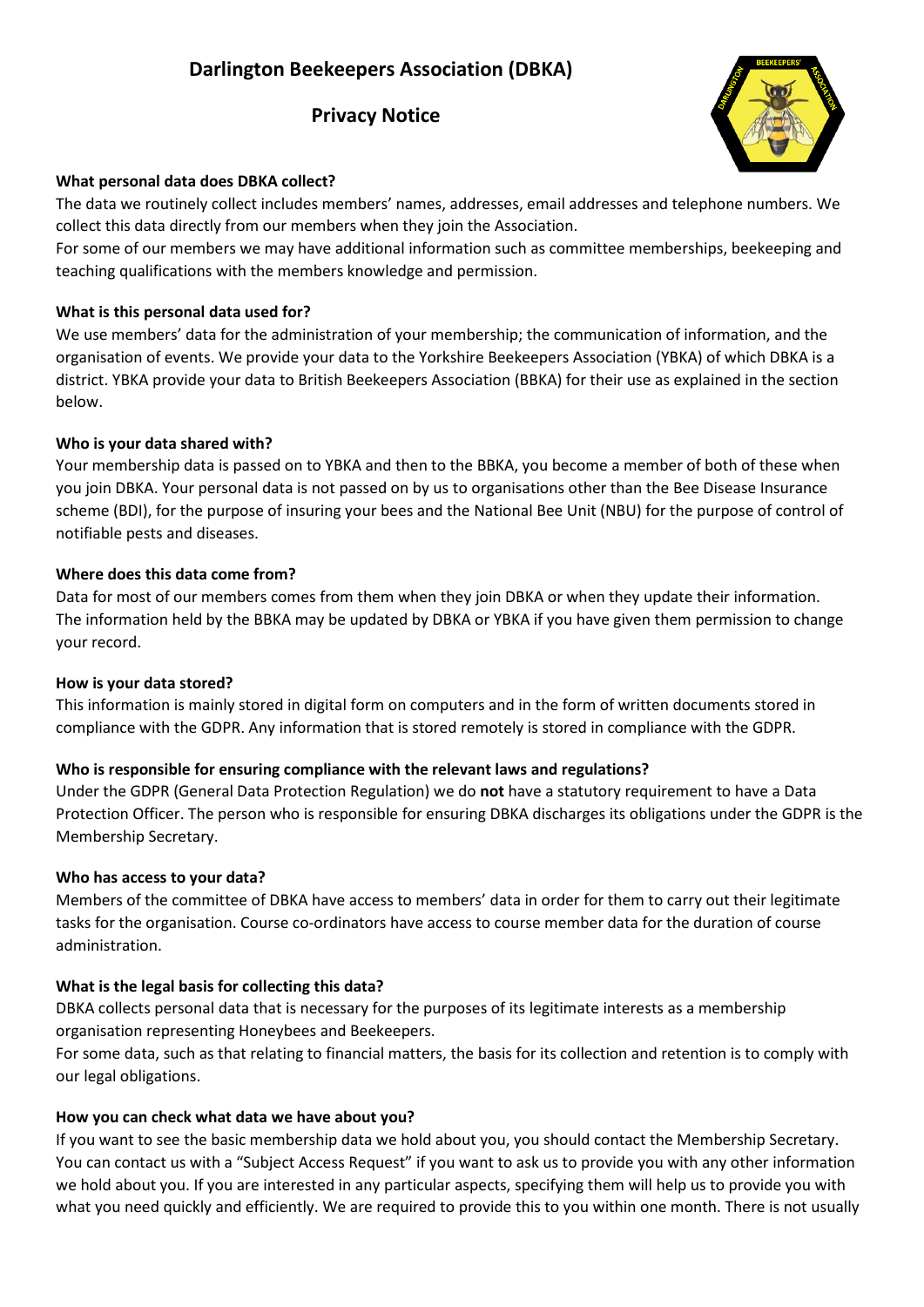# Darlington Beekeepers Association (DBKA)

## Privacy Notice

**What personal data does DBKA collect?**

The data we routinely collect includes members' names, addresses, email addresses and telephone numbers. We collect this data directly from our members when they join the Association.

For some of our members we may have additional information such as committee memberships, beekeeping and teaching qualifications with the members knowledge and permission.

**What is this personal data used for?**

We use members' data for the administration of your membership; the communication of information, and the organisation of events. We provide your data to the Yorkshire Beekeepers Association (YBKA) of which DBKA is a district. YBKA provide your data to British Beekeepers Association (BBKA) for their use as explained in the section below.

**Who is your data shared with?**

Your membership data is passed on to YBKA and then to the BBKA, you become a member of both of these when you join DBKA. Your personal data is not passed on by us to organisations other than the Bee Disease Insurance scheme (BDI), for the purpose of insuring your bees and the National Bee Unit (NBU) for the purpose of control of notifiable pests and diseases.

**Where does this data come from?**

Data for most of our members comes from them when they join DBKA or when they update their information. The information held by the BBKA may be updated by DBKA or YBKA if you have given them permission to change your record.

**How is your data stored?**

This information is mainly stored in digital form on computers and in the form of written documents stored in compliance with the GDPR. Any information that is stored remotely is stored in compliance with the GDPR.

**Who is responsible for ensuring compliance with the relevant laws and regulations?**

Under the GDPR (General Data Protection Regulation) we do **not** have a statutory requirement to have a Data Protection Officer. The person who is responsible for ensuring DBKA discharges its obligations under the GDPR is the Membership Secretary.

**Who has access to your data?**

Members of the committee of DBKA have access to members' data in order for them to carry out their legitimate tasks for the organisation. Course co-ordinators have access to course member data for the duration of course administration.

**What is the legal basis for collecting this data?**

DBKA collects personal data that is necessary for the purposes of its legitimate interests as a membership organisation representing Honeybees and Beekeepers.

For some data, such as that relating to financial matters, the basis for its collection and retention is to comply with our legal obligations.

**How you can check what data we have about you?**

If you want to see the basic membership data we hold about you, you should contact the Membership Secretary. You can contact us with a "Subject Access Request" if you want to ask us to provide you with any other information we hold about you. If you are interested in any particular aspects, specifying them will help us to provide you with what you need quickly and efficiently. We are required to provide this to you within one month. There is not usually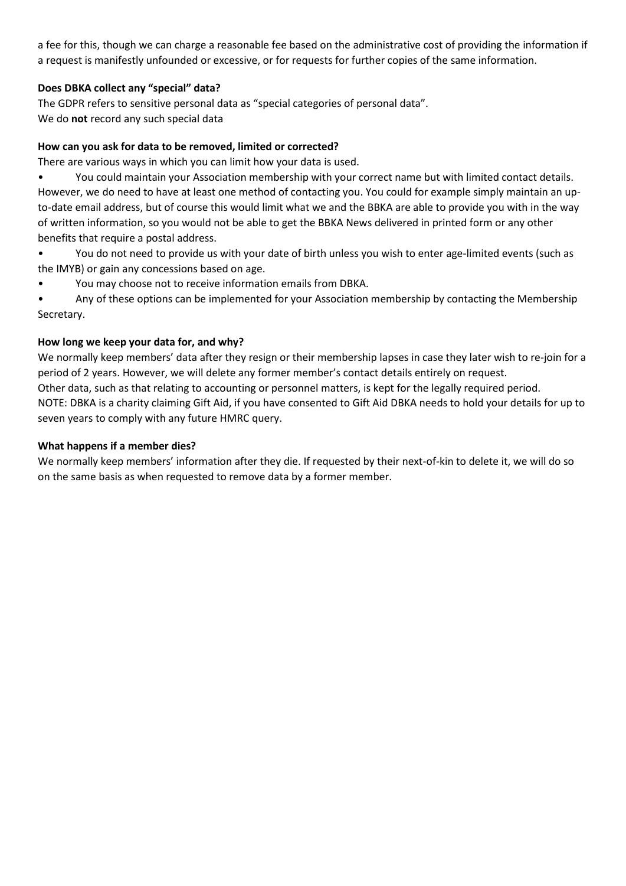a fee for this, though we can charge a reasonable fee based on the administrative cost of providing the information if a request is manifestly unfounded or excessive, or for requests for further copies of the same information.

**Does DBKA collect any "special" data?**

The GDPR refers to sensitive personal data as "special categories of personal data".
We do **not** record any such special data

**How can you ask for data to be removed, limited or corrected?**

There are various ways in which you can limit how your data is used.

- You could maintain your Association membership with your correct name but with limited contact details. However, we do need to have at least one method of contacting you. You could for example simply maintain an up-to-date email address, but of course this would limit what we and the BBKA are able to provide you with in the way of written information, so you would not be able to get the BBKA News delivered in printed form or any other benefits that require a postal address.
- You do not need to provide us with your date of birth unless you wish to enter age-limited events (such as the IMYB) or gain any concessions based on age.
- You may choose not to receive information emails from DBKA.
- Any of these options can be implemented for your Association membership by contacting the Membership Secretary.

**How long we keep your data for, and why?**

We normally keep members' data after they resign or their membership lapses in case they later wish to re-join for a period of 2 years. However, we will delete any former member's contact details entirely on request.
Other data, such as that relating to accounting or personnel matters, is kept for the legally required period.
NOTE: DBKA is a charity claiming Gift Aid, if you have consented to Gift Aid DBKA needs to hold your details for up to seven years to comply with any future HMRC query.

**What happens if a member dies?**

We normally keep members' information after they die. If requested by their next-of-kin to delete it, we will do so on the same basis as when requested to remove data by a former member.